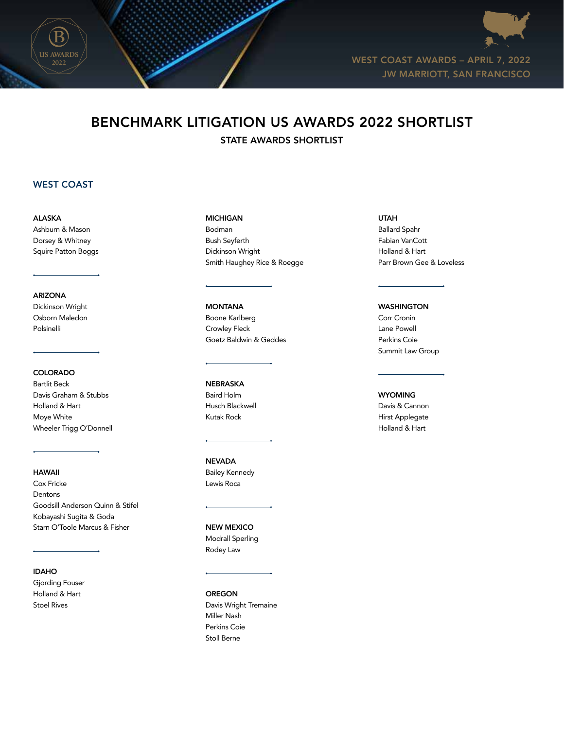US AWARDS 2022

WEST COAST AWARDS – APRIL 7, 2022
JW MARRIOTT, SAN FRANCISCO

# BENCHMARK LITIGATION US AWARDS 2022 SHORTLIST

## STATE AWARDS SHORTLIST

## WEST COAST

### ALASKA
Ashburn & Mason
Dorsey & Whitney
Squire Patton Boggs

### ARIZONA
Dickinson Wright
Osborn Maledon
Polsinelli

### COLORADO
Bartlit Beck
Davis Graham & Stubbs
Holland & Hart
Moye White
Wheeler Trigg O'Donnell

### HAWAII
Cox Fricke
Dentons
Goodsill Anderson Quinn & Stifel
Kobayashi Sugita & Goda
Starn O'Toole Marcus & Fisher

### IDAHO
Gjording Fouser
Holland & Hart
Stoel Rives

### MICHIGAN
Bodman
Bush Seyferth
Dickinson Wright
Smith Haughey Rice & Roegge

### MONTANA
Boone Karlberg
Crowley Fleck
Goetz Baldwin & Geddes

### NEBRASKA
Baird Holm
Husch Blackwell
Kutak Rock

### NEVADA
Bailey Kennedy
Lewis Roca

### NEW MEXICO
Modrall Sperling
Rodey Law

### OREGON
Davis Wright Tremaine
Miller Nash
Perkins Coie
Stoll Berne

### UTAH
Ballard Spahr
Fabian VanCott
Holland & Hart
Parr Brown Gee & Loveless

### WASHINGTON
Corr Cronin
Lane Powell
Perkins Coie
Summit Law Group

### WYOMING
Davis & Cannon
Hirst Applegate
Holland & Hart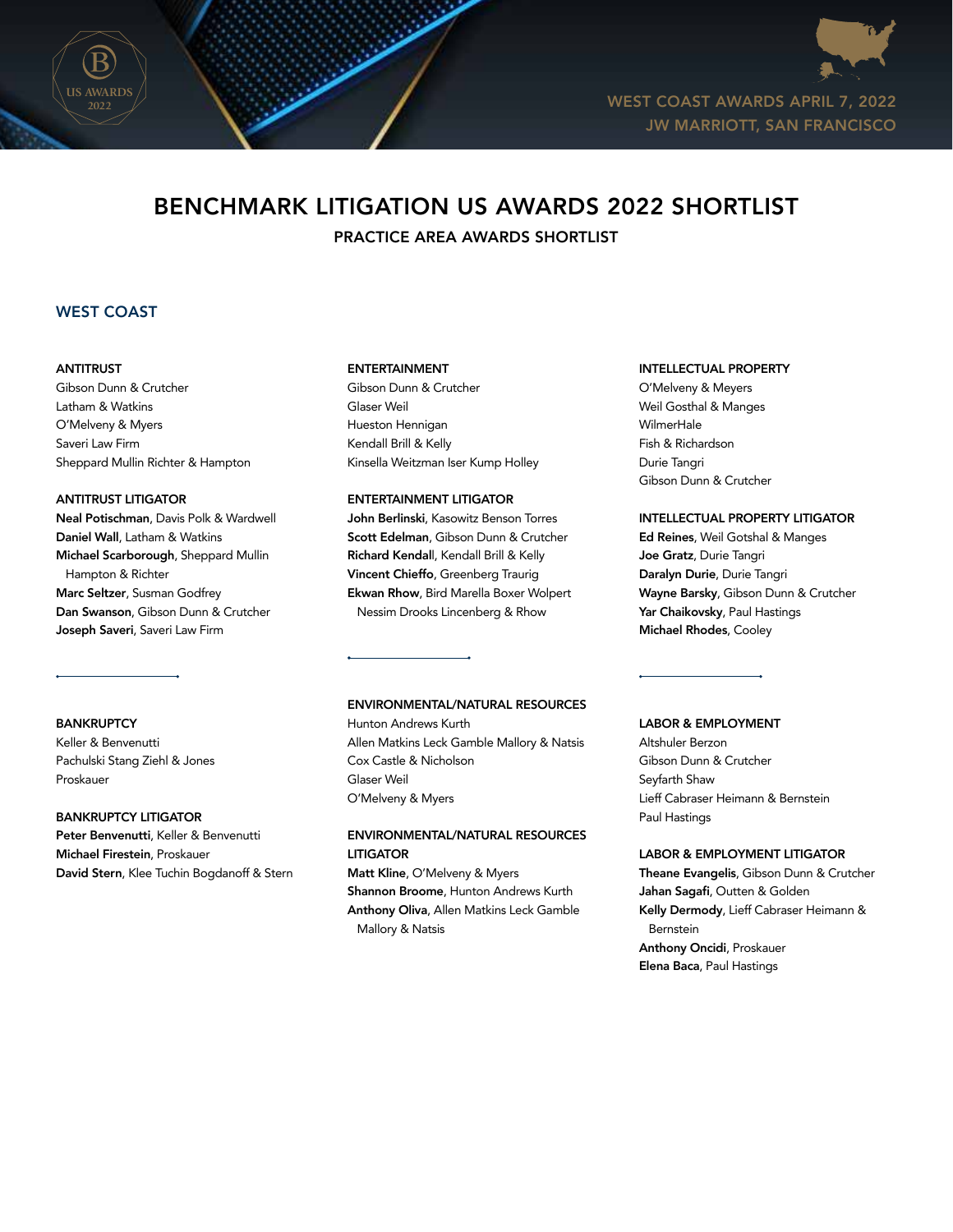WEST COAST AWARDS APRIL 7, 2022
JW MARRIOTT, SAN FRANCISCO

# BENCHMARK LITIGATION US AWARDS 2022 SHORTLIST

## PRACTICE AREA AWARDS SHORTLIST

### WEST COAST

**ANTITRUST**

Gibson Dunn & Crutcher
Latham & Watkins
O'Melveny & Myers
Saveri Law Firm
Sheppard Mullin Richter & Hampton

**ANTITRUST LITIGATOR**

**Neal Potischman**, Davis Polk & Wardwell
**Daniel Wall**, Latham & Watkins
**Michael Scarborough**, Sheppard Mullin Hampton & Richter
**Marc Seltzer**, Susman Godfrey
**Dan Swanson**, Gibson Dunn & Crutcher
**Joseph Saveri**, Saveri Law Firm

**BANKRUPTCY**

Keller & Benvenutti
Pachulski Stang Ziehl & Jones
Proskauer

**BANKRUPTCY LITIGATOR**

**Peter Benvenutti**, Keller & Benvenutti
**Michael Firestein**, Proskauer
**David Stern**, Klee Tuchin Bogdanoff & Stern

**ENTERTAINMENT**

Gibson Dunn & Crutcher
Glaser Weil
Hueston Hennigan
Kendall Brill & Kelly
Kinsella Weitzman Iser Kump Holley

**ENTERTAINMENT LITIGATOR**

**John Berlinski**, Kasowitz Benson Torres
**Scott Edelman**, Gibson Dunn & Crutcher
**Richard Kendal**l, Kendall Brill & Kelly
**Vincent Chieffo**, Greenberg Traurig
**Ekwan Rhow**, Bird Marella Boxer Wolpert Nessim Drooks Lincenberg & Rhow

**ENVIRONMENTAL/NATURAL RESOURCES**

Hunton Andrews Kurth
Allen Matkins Leck Gamble Mallory & Natsis
Cox Castle & Nicholson
Glaser Weil
O'Melveny & Myers

**ENVIRONMENTAL/NATURAL RESOURCES LITIGATOR**

**Matt Kline**, O'Melveny & Myers
**Shannon Broome**, Hunton Andrews Kurth
**Anthony Oliva**, Allen Matkins Leck Gamble Mallory & Natsis

**INTELLECTUAL PROPERTY**

O'Melveny & Meyers
Weil Gosthal & Manges
WilmerHale
Fish & Richardson
Durie Tangri
Gibson Dunn & Crutcher

**INTELLECTUAL PROPERTY LITIGATOR**

**Ed Reines**, Weil Gotshal & Manges
**Joe Gratz**, Durie Tangri
**Daralyn Durie**, Durie Tangri
**Wayne Barsky**, Gibson Dunn & Crutcher
**Yar Chaikovsky**, Paul Hastings
**Michael Rhodes**, Cooley

**LABOR & EMPLOYMENT**

Altshuler Berzon
Gibson Dunn & Crutcher
Seyfarth Shaw
Lieff Cabraser Heimann & Bernstein
Paul Hastings

**LABOR & EMPLOYMENT LITIGATOR**

**Theane Evangelis**, Gibson Dunn & Crutcher
**Jahan Sagafi**, Outten & Golden
**Kelly Dermody**, Lieff Cabraser Heimann & Bernstein
**Anthony Oncidi**, Proskauer
**Elena Baca**, Paul Hastings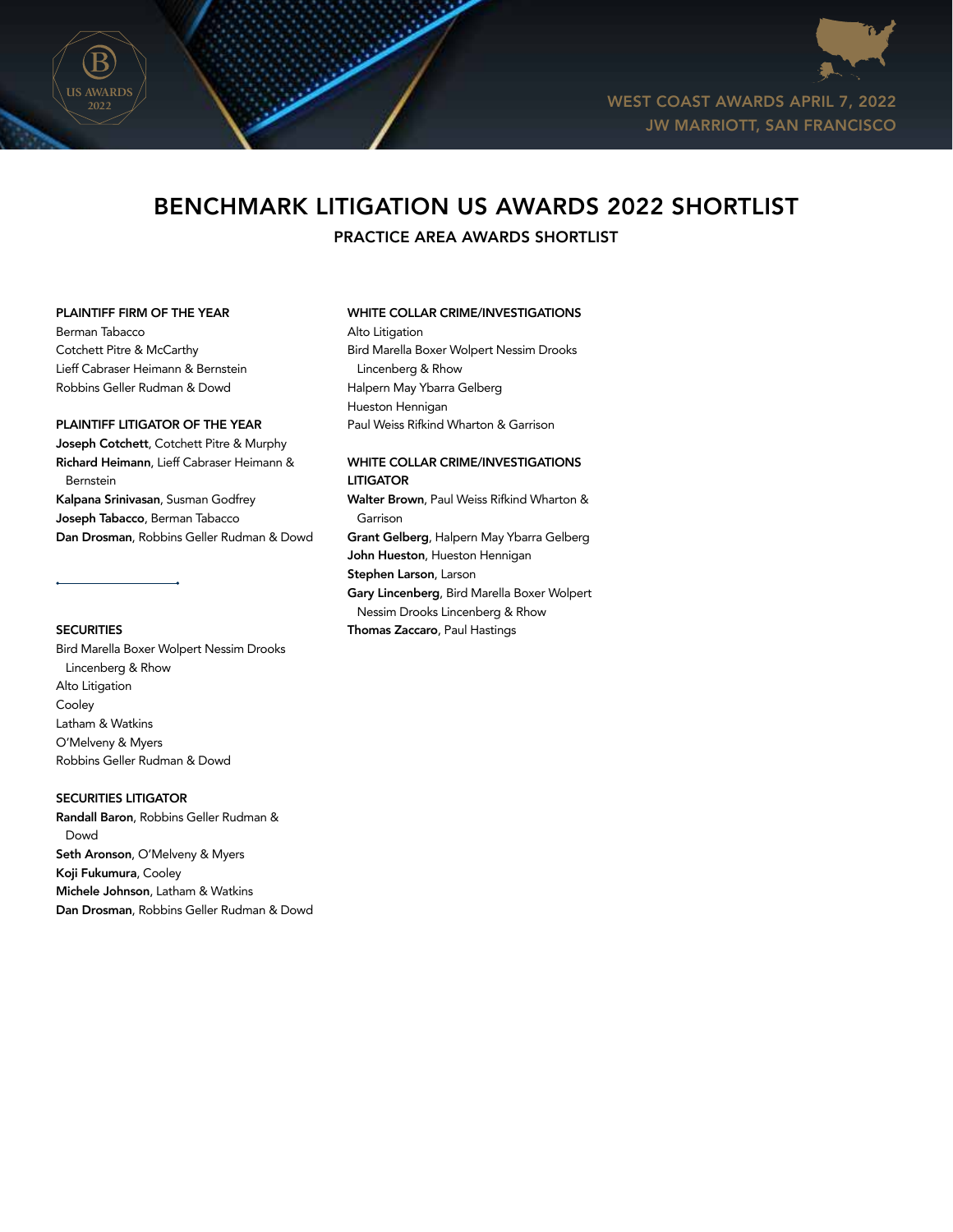WEST COAST AWARDS APRIL 7, 2022
JW MARRIOTT, SAN FRANCISCO

# BENCHMARK LITIGATION US AWARDS 2022 SHORTLIST

## PRACTICE AREA AWARDS SHORTLIST

### PLAINTIFF FIRM OF THE YEAR

Berman Tabacco
Cotchett Pitre & McCarthy
Lieff Cabraser Heimann & Bernstein
Robbins Geller Rudman & Dowd

### PLAINTIFF LITIGATOR OF THE YEAR

**Joseph Cotchett**, Cotchett Pitre & Murphy
**Richard Heimann**, Lieff Cabraser Heimann & Bernstein
**Kalpana Srinivasan**, Susman Godfrey
**Joseph Tabacco**, Berman Tabacco
**Dan Drosman**, Robbins Geller Rudman & Dowd

### SECURITIES

Bird Marella Boxer Wolpert Nessim Drooks Lincenberg & Rhow
Alto Litigation
Cooley
Latham & Watkins
O'Melveny & Myers
Robbins Geller Rudman & Dowd

### SECURITIES LITIGATOR

**Randall Baron**, Robbins Geller Rudman & Dowd
**Seth Aronson**, O'Melveny & Myers
**Koji Fukumura**, Cooley
**Michele Johnson**, Latham & Watkins
**Dan Drosman**, Robbins Geller Rudman & Dowd

### WHITE COLLAR CRIME/INVESTIGATIONS

Alto Litigation
Bird Marella Boxer Wolpert Nessim Drooks Lincenberg & Rhow
Halpern May Ybarra Gelberg
Hueston Hennigan
Paul Weiss Rifkind Wharton & Garrison

### WHITE COLLAR CRIME/INVESTIGATIONS LITIGATOR

**Walter Brown**, Paul Weiss Rifkind Wharton & Garrison
**Grant Gelberg**, Halpern May Ybarra Gelberg
**John Hueston**, Hueston Hennigan
**Stephen Larson**, Larson
**Gary Lincenberg**, Bird Marella Boxer Wolpert Nessim Drooks Lincenberg & Rhow
**Thomas Zaccaro**, Paul Hastings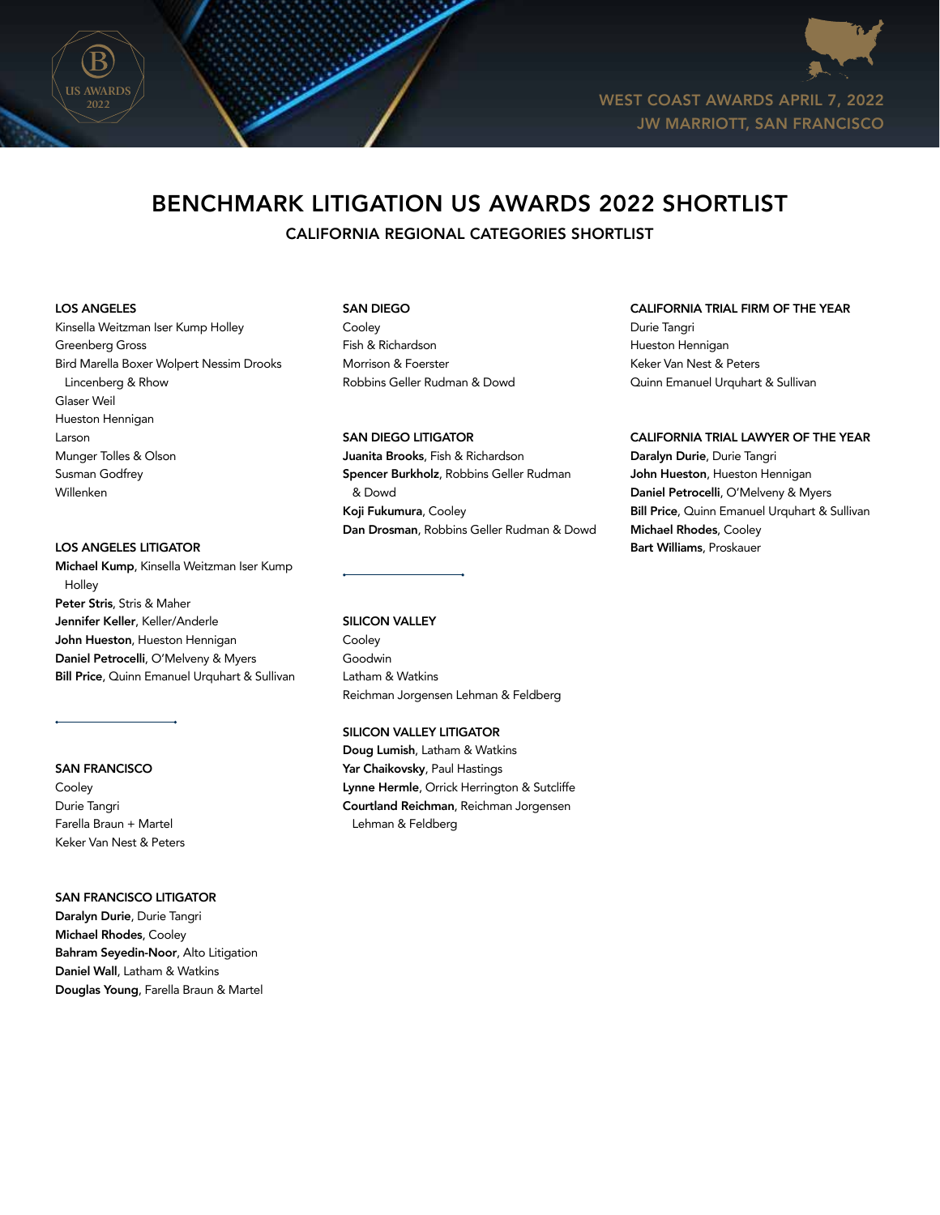US AWARDS 2022

WEST COAST AWARDS APRIL 7, 2022
JW MARRIOTT, SAN FRANCISCO

# BENCHMARK LITIGATION US AWARDS 2022 SHORTLIST

## CALIFORNIA REGIONAL CATEGORIES SHORTLIST

### LOS ANGELES
Kinsella Weitzman Iser Kump Holley
Greenberg Gross
Bird Marella Boxer Wolpert Nessim Drooks Lincenberg & Rhow
Glaser Weil
Hueston Hennigan
Larson
Munger Tolles & Olson
Susman Godfrey
Willenken

### LOS ANGELES LITIGATOR
**Michael Kump**, Kinsella Weitzman Iser Kump Holley
**Peter Stris**, Stris & Maher
**Jennifer Keller**, Keller/Anderle
**John Hueston**, Hueston Hennigan
**Daniel Petrocelli**, O'Melveny & Myers
**Bill Price**, Quinn Emanuel Urquhart & Sullivan

### SAN FRANCISCO
Cooley
Durie Tangri
Farella Braun + Martel
Keker Van Nest & Peters

### SAN FRANCISCO LITIGATOR
**Daralyn Durie**, Durie Tangri
**Michael Rhodes**, Cooley
**Bahram Seyedin-Noor**, Alto Litigation
**Daniel Wall**, Latham & Watkins
**Douglas Young**, Farella Braun & Martel

### SAN DIEGO
Cooley
Fish & Richardson
Morrison & Foerster
Robbins Geller Rudman & Dowd

### SAN DIEGO LITIGATOR
**Juanita Brooks**, Fish & Richardson
**Spencer Burkholz**, Robbins Geller Rudman & Dowd
**Koji Fukumura**, Cooley
**Dan Drosman**, Robbins Geller Rudman & Dowd

### SILICON VALLEY
Cooley
Goodwin
Latham & Watkins
Reichman Jorgensen Lehman & Feldberg

### SILICON VALLEY LITIGATOR
**Doug Lumish**, Latham & Watkins
**Yar Chaikovsky**, Paul Hastings
**Lynne Hermle**, Orrick Herrington & Sutcliffe
**Courtland Reichman**, Reichman Jorgensen Lehman & Feldberg

### CALIFORNIA TRIAL FIRM OF THE YEAR
Durie Tangri
Hueston Hennigan
Keker Van Nest & Peters
Quinn Emanuel Urquhart & Sullivan

### CALIFORNIA TRIAL LAWYER OF THE YEAR
**Daralyn Durie**, Durie Tangri
**John Hueston**, Hueston Hennigan
**Daniel Petrocelli**, O'Melveny & Myers
**Bill Price**, Quinn Emanuel Urquhart & Sullivan
**Michael Rhodes**, Cooley
**Bart Williams**, Proskauer